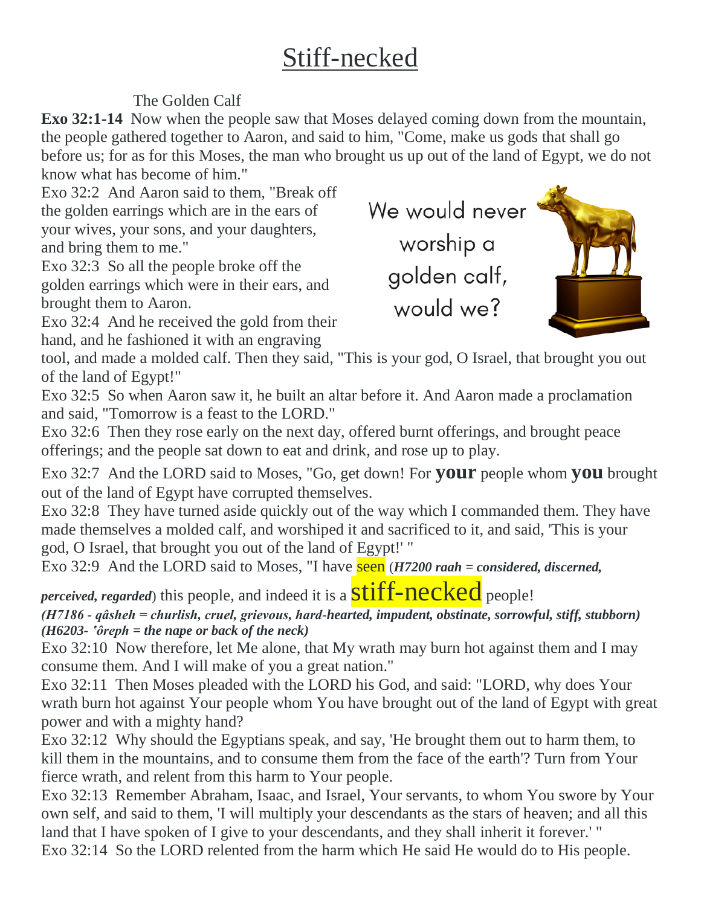# Stiff-necked

The Golden Calf

**Exo 32:1-14** Now when the people saw that Moses delayed coming down from the mountain, the people gathered together to Aaron, and said to him, "Come, make us gods that shall go before us; for as for this Moses, the man who brought us up out of the land of Egypt, we do not know what has become of him."

Exo 32:2 And Aaron said to them, "Break off the golden earrings which are in the ears of your wives, your sons, and your daughters, and bring them to me."

Exo 32:3 So all the people broke off the golden earrings which were in their ears, and brought them to Aaron.

We would never worship a golden calf, would we?

Exo 32:4 And he received the gold from their hand, and he fashioned it with an engraving tool, and made a molded calf. Then they said, "This is your god, O Israel, that brought you out of the land of Egypt!"

Exo 32:5 So when Aaron saw it, he built an altar before it. And Aaron made a proclamation and said, "Tomorrow is a feast to the LORD."

Exo 32:6 Then they rose early on the next day, offered burnt offerings, and brought peace offerings; and the people sat down to eat and drink, and rose up to play.

Exo 32:7 And the LORD said to Moses, "Go, get down! For **your** people whom **you** brought out of the land of Egypt have corrupted themselves.

Exo 32:8 They have turned aside quickly out of the way which I commanded them. They have made themselves a molded calf, and worshiped it and sacrificed to it, and said, 'This is your god, O Israel, that brought you out of the land of Egypt!' "

Exo 32:9 And the LORD said to Moses, "I have seen (***H7200 raah = considered, discerned, perceived, regarded***) this people, and indeed it is a stiff-necked people!

***(H7186 - qâsheh = churlish, cruel, grievous, hard-hearted, impudent, obstinate, sorrowful, stiff, stubborn)***
***(H6203- 'ôreph = the nape or back of the neck)***

Exo 32:10 Now therefore, let Me alone, that My wrath may burn hot against them and I may consume them. And I will make of you a great nation."

Exo 32:11 Then Moses pleaded with the LORD his God, and said: "LORD, why does Your wrath burn hot against Your people whom You have brought out of the land of Egypt with great power and with a mighty hand?

Exo 32:12 Why should the Egyptians speak, and say, 'He brought them out to harm them, to kill them in the mountains, and to consume them from the face of the earth'? Turn from Your fierce wrath, and relent from this harm to Your people.

Exo 32:13 Remember Abraham, Isaac, and Israel, Your servants, to whom You swore by Your own self, and said to them, 'I will multiply your descendants as the stars of heaven; and all this land that I have spoken of I give to your descendants, and they shall inherit it forever.' "

Exo 32:14 So the LORD relented from the harm which He said He would do to His people.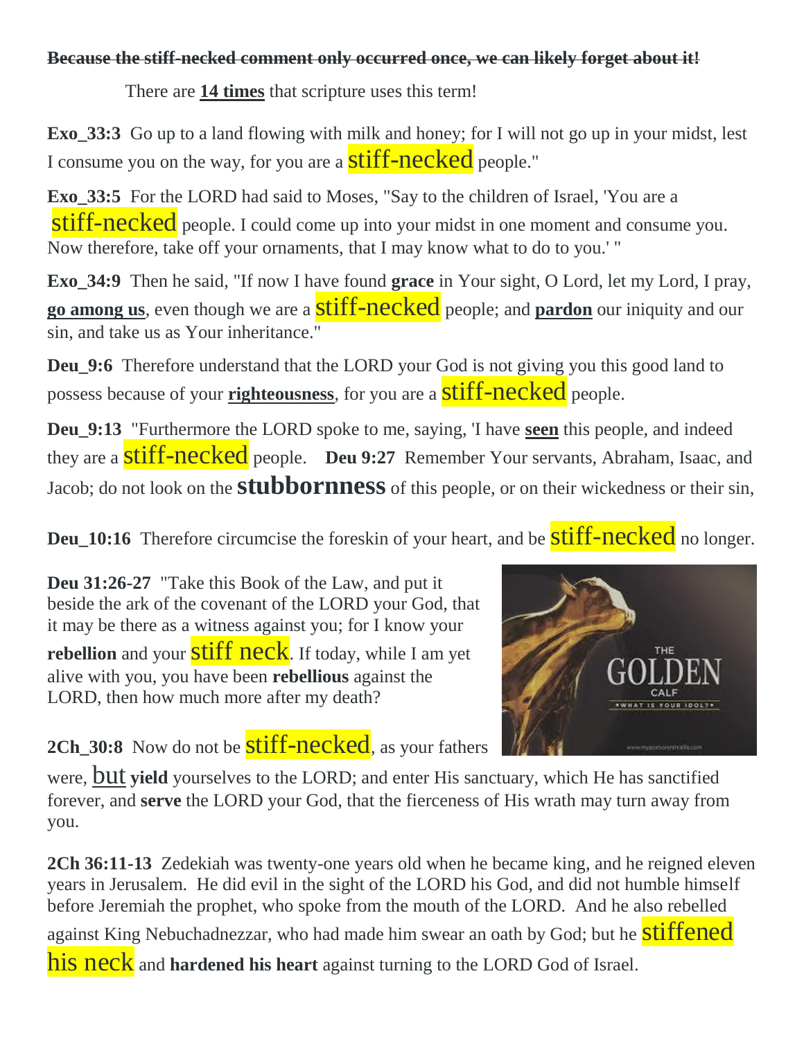~~**Because the stiff-necked comment only occurred once, we can likely forget about it!**~~

There are **<u>14 times</u>** that scripture uses this term!

**Exo_33:3** Go up to a land flowing with milk and honey; for I will not go up in your midst, lest I consume you on the way, for you are a stiff-necked people."

**Exo_33:5** For the LORD had said to Moses, "Say to the children of Israel, 'You are a stiff-necked people. I could come up into your midst in one moment and consume you. Now therefore, take off your ornaments, that I may know what to do to you.' "

**Exo_34:9** Then he said, "If now I have found **grace** in Your sight, O Lord, let my Lord, I pray, **<u>go among us</u>**, even though we are a stiff-necked people; and **<u>pardon</u>** our iniquity and our sin, and take us as Your inheritance."

**Deu_9:6** Therefore understand that the LORD your God is not giving you this good land to possess because of your **<u>righteousness</u>**, for you are a stiff-necked people.

**Deu_9:13** "Furthermore the LORD spoke to me, saying, 'I have **<u>seen</u>** this people, and indeed they are a stiff-necked people. **Deu 9:27** Remember Your servants, Abraham, Isaac, and Jacob; do not look on the **stubbornness** of this people, or on their wickedness or their sin,

**Deu_10:16** Therefore circumcise the foreskin of your heart, and be stiff-necked no longer.

**Deu 31:26-27** "Take this Book of the Law, and put it beside the ark of the covenant of the LORD your God, that it may be there as a witness against you; for I know your **rebellion** and your stiff neck. If today, while I am yet alive with you, you have been **rebellious** against the LORD, then how much more after my death?

**2Ch_30:8** Now do not be stiff-necked, as your fathers were, but **yield** yourselves to the LORD; and enter His sanctuary, which He has sanctified forever, and **serve** the LORD your God, that the fierceness of His wrath may turn away from you.

**2Ch 36:11-13** Zedekiah was twenty-one years old when he became king, and he reigned eleven years in Jerusalem. He did evil in the sight of the LORD his God, and did not humble himself before Jeremiah the prophet, who spoke from the mouth of the LORD. And he also rebelled against King Nebuchadnezzar, who had made him swear an oath by God; but he stiffened his neck and **hardened his heart** against turning to the LORD God of Israel.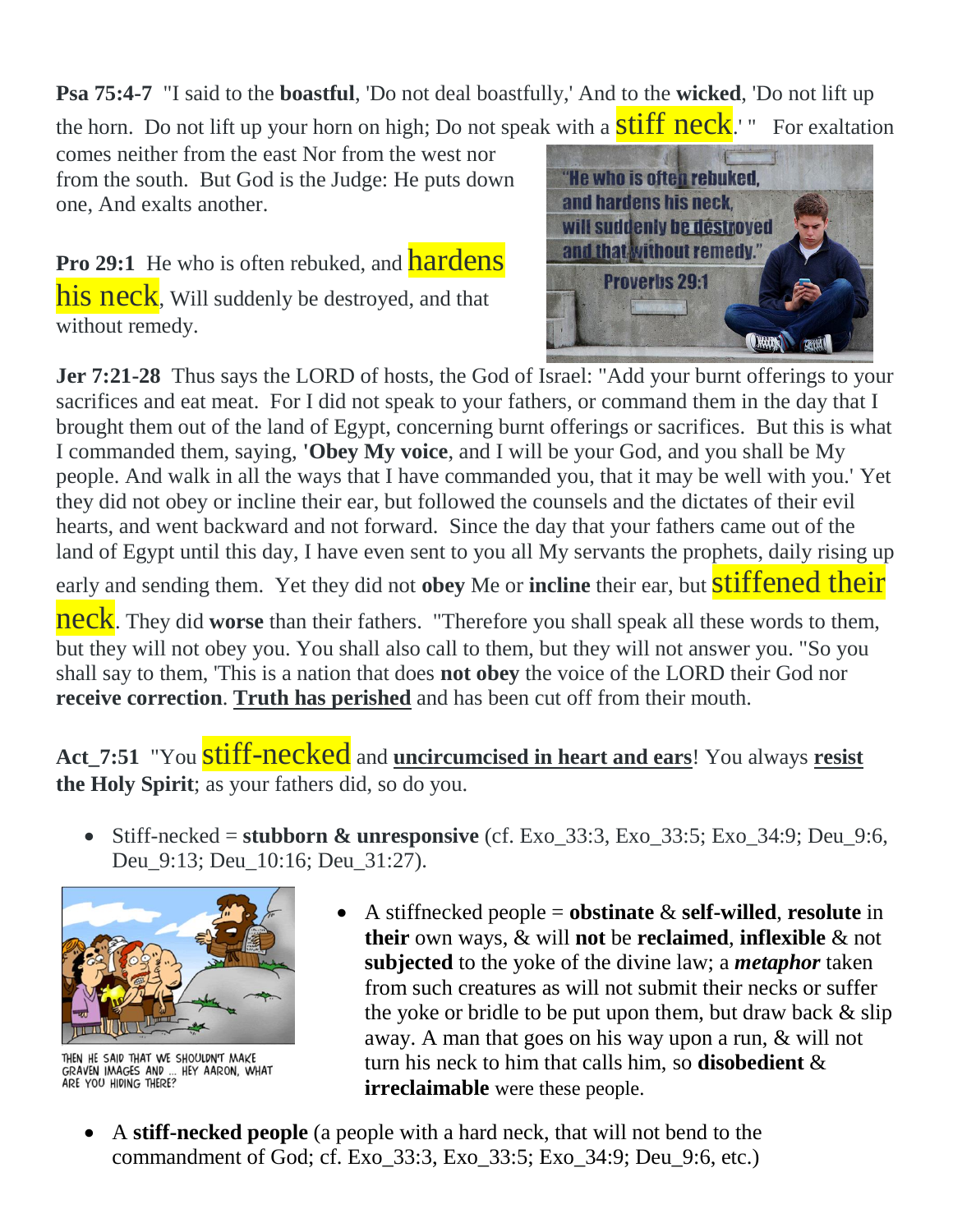**Psa 75:4-7** "I said to the **boastful**, 'Do not deal boastfully,' And to the **wicked**, 'Do not lift up the horn. Do not lift up your horn on high; Do not speak with a stiff neck.' " For exaltation comes neither from the east Nor from the west nor from the south. But God is the Judge: He puts down one, And exalts another.

**Pro 29:1** He who is often rebuked, and hardens his neck, Will suddenly be destroyed, and that without remedy.

**Jer 7:21-28** Thus says the LORD of hosts, the God of Israel: "Add your burnt offerings to your sacrifices and eat meat. For I did not speak to your fathers, or command them in the day that I brought them out of the land of Egypt, concerning burnt offerings or sacrifices. But this is what I commanded them, saying, **'Obey My voice**, and I will be your God, and you shall be My people. And walk in all the ways that I have commanded you, that it may be well with you.' Yet they did not obey or incline their ear, but followed the counsels and the dictates of their evil hearts, and went backward and not forward. Since the day that your fathers came out of the land of Egypt until this day, I have even sent to you all My servants the prophets, daily rising up early and sending them. Yet they did not **obey** Me or **incline** their ear, but stiffened their neck. They did **worse** than their fathers. "Therefore you shall speak all these words to them, but they will not obey you. You shall also call to them, but they will not answer you. "So you shall say to them, 'This is a nation that does **not obey** the voice of the LORD their God nor **receive correction**. **Truth has perished** and has been cut off from their mouth.

**Act_7:51** "You stiff-necked and **uncircumcised in heart and ears**! You always **resist the Holy Spirit**; as your fathers did, so do you.

- Stiff-necked = **stubborn & unresponsive** (cf. Exo_33:3, Exo_33:5; Exo_34:9; Deu_9:6, Deu_9:13; Deu_10:16; Deu_31:27).

- A stiffnecked people = **obstinate** & **self-willed**, **resolute** in **their** own ways, & will **not** be **reclaimed**, **inflexible** & not **subjected** to the yoke of the divine law; a ***metaphor*** taken from such creatures as will not submit their necks or suffer the yoke or bridle to be put upon them, but draw back & slip away. A man that goes on his way upon a run, & will not turn his neck to him that calls him, so **disobedient** & **irreclaimable** were these people.

- A **stiff-necked people** (a people with a hard neck, that will not bend to the commandment of God; cf. Exo_33:3, Exo_33:5; Exo_34:9; Deu_9:6, etc.)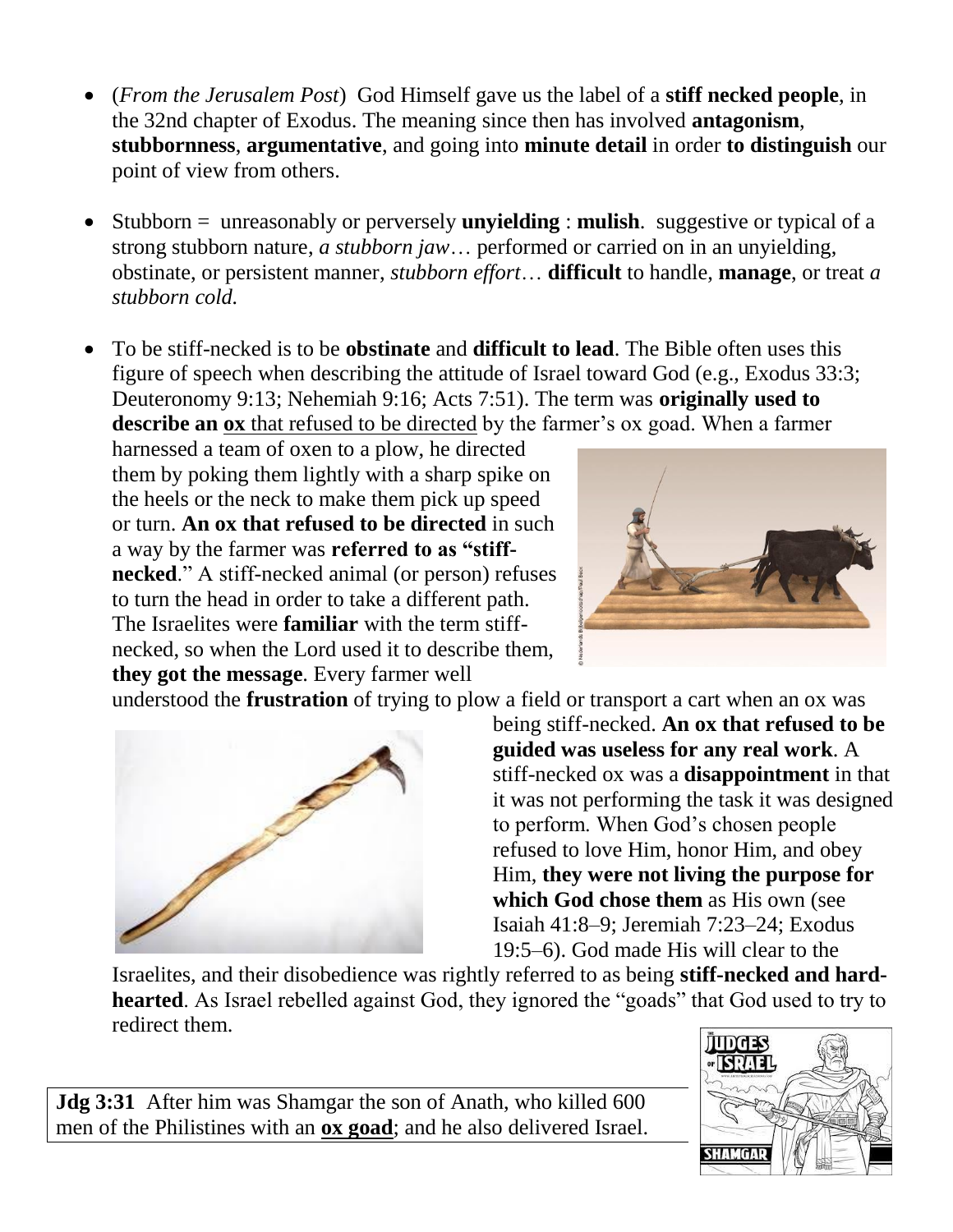- (*From the Jerusalem Post*) God Himself gave us the label of a **stiff necked people**, in the 32nd chapter of Exodus. The meaning since then has involved **antagonism**, **stubbornness**, **argumentative**, and going into **minute detail** in order **to distinguish** our point of view from others.

- Stubborn = unreasonably or perversely **unyielding** : **mulish**. suggestive or typical of a strong stubborn nature, *a stubborn jaw*… performed or carried on in an unyielding, obstinate, or persistent manner, *stubborn effort*… **difficult** to handle, **manage**, or treat *a stubborn cold.*

- To be stiff-necked is to be **obstinate** and **difficult to lead**. The Bible often uses this figure of speech when describing the attitude of Israel toward God (e.g., Exodus 33:3; Deuteronomy 9:13; Nehemiah 9:16; Acts 7:51). The term was **originally used to describe an <u>ox</u>** <u>that refused to be directed</u> by the farmer's ox goad. When a farmer harnessed a team of oxen to a plow, he directed them by poking them lightly with a sharp spike on the heels or the neck to make them pick up speed or turn. **An ox that refused to be directed** in such a way by the farmer was **referred to as "stiff-necked**." A stiff-necked animal (or person) refuses to turn the head in order to take a different path. The Israelites were **familiar** with the term stiff-necked, so when the Lord used it to describe them, **they got the message**. Every farmer well understood the **frustration** of trying to plow a field or transport a cart when an ox was being stiff-necked. **An ox that refused to be guided was useless for any real work**. A stiff-necked ox was a **disappointment** in that it was not performing the task it was designed to perform. When God's chosen people refused to love Him, honor Him, and obey Him, **they were not living the purpose for which God chose them** as His own (see Isaiah 41:8–9; Jeremiah 7:23–24; Exodus 19:5–6). God made His will clear to the Israelites, and their disobedience was rightly referred to as being **stiff-necked and hard-hearted**. As Israel rebelled against God, they ignored the "goads" that God used to try to redirect them.

**Jdg 3:31** After him was Shamgar the son of Anath, who killed 600 men of the Philistines with an **<u>ox goad</u>**; and he also delivered Israel.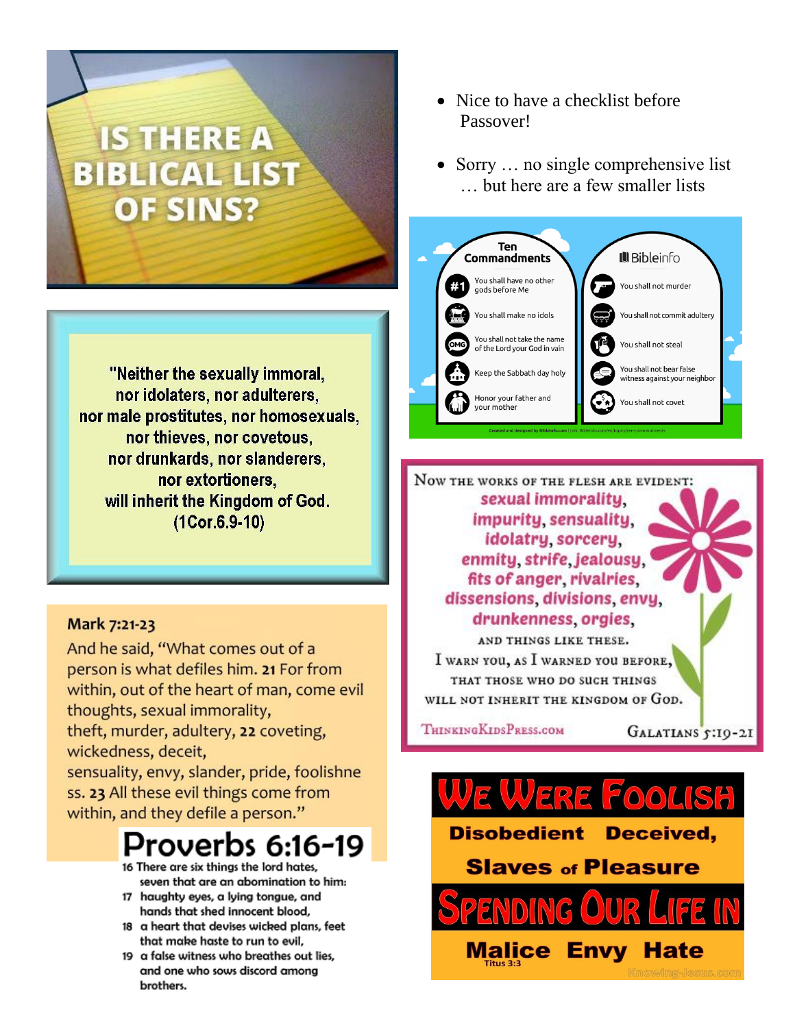# IS THERE A BIBLICAL LIST OF SINS?

- Nice to have a checklist before Passover!
- Sorry … no single comprehensive list … but here are a few smaller lists

"Neither the sexually immoral,
nor idolaters, nor adulterers,
nor male prostitutes, nor homosexuals,
nor thieves, nor covetous,
nor drunkards, nor slanderers,
nor extortioners,
will inherit the Kingdom of God.
(1Cor.6.9-10)

**Ten Commandments**

1. You shall have no other gods before Me
2. You shall make no idols
3. You shall not take the name of the Lord your God in vain
4. Keep the Sabbath day holy
5. Honor your father and your mother
6. You shall not murder
7. You shall not commit adultery
8. You shall not steal
9. You shall not bear false witness against your neighbor
10. You shall not covet

Bibleinfo

Created and designed by Bibleinfo.com | Link: Bibleinfo.com/en/topics/ten-commandments

**Mark 7:21-23**

And he said, "What comes out of a person is what defiles him. **21** For from within, out of the heart of man, come evil thoughts, sexual immorality, theft, murder, adultery, **22** coveting, wickedness, deceit, sensuality, envy, slander, pride, foolishness. **23** All these evil things come from within, and they defile a person."

Now the works of the flesh are evident: **sexual immorality, impurity, sensuality, idolatry, sorcery, enmity, strife, jealousy, fits of anger, rivalries, dissensions, divisions, envy, drunkenness, orgies,** and things like these. I warn you, as I warned you before, that those who do such things will not inherit the kingdom of God.

ThinkingKidsPress.com — Galatians 5:19-21

## Proverbs 6:16-19

16 There are six things the lord hates, seven that are an abomination to him:
17 haughty eyes, a lying tongue, and hands that shed innocent blood,
18 a heart that devises wicked plans, feet that make haste to run to evil,
19 a false witness who breathes out lies, and one who sows discord among brothers.

**We Were Foolish**
**Disobedient Deceived,**
**Slaves of Pleasure**
**Spending Our Life In**
**Malice Envy Hate**

Titus 3:3

Knowing-Jesus.com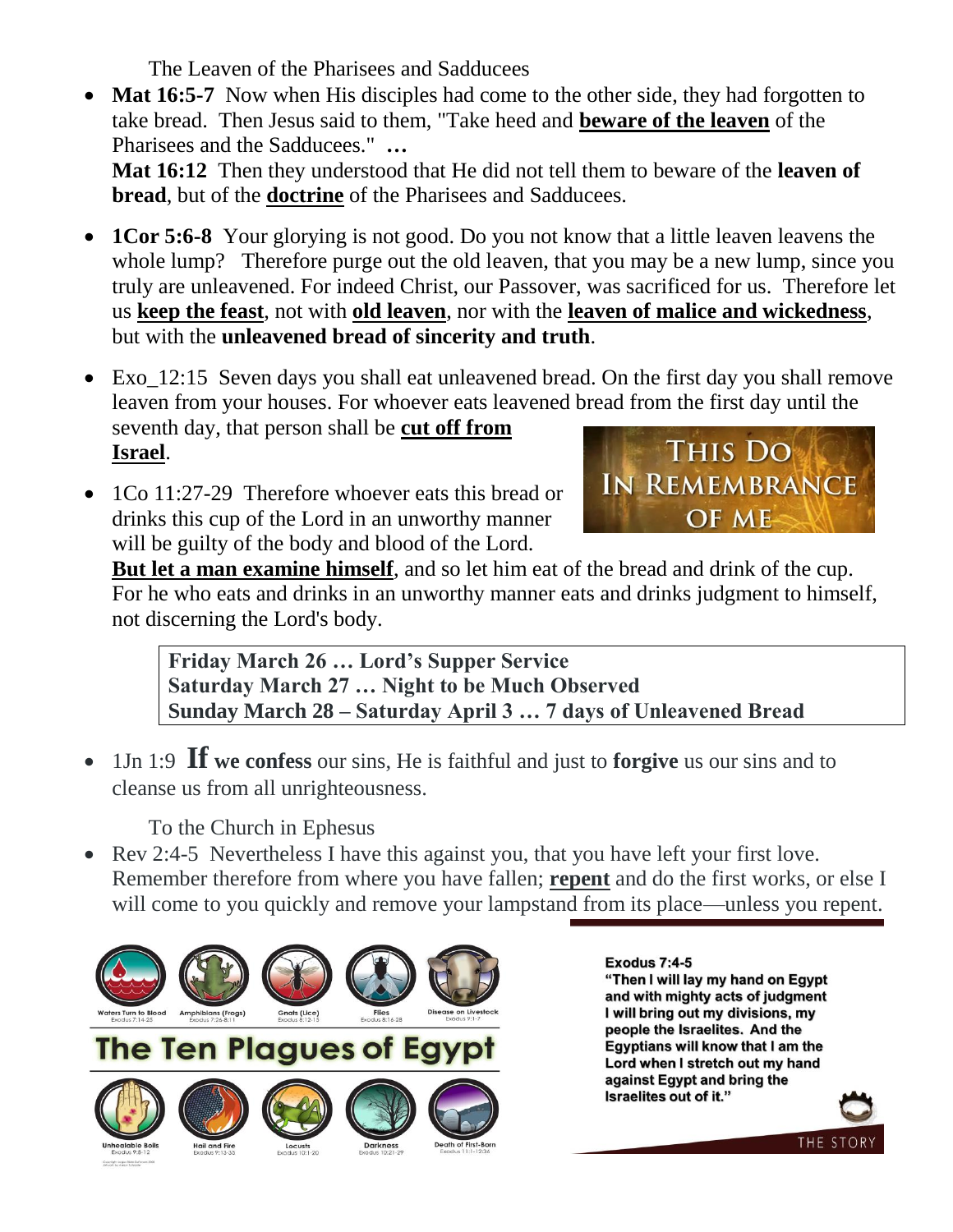The Leaven of the Pharisees and Sadducees

- **Mat 16:5-7** Now when His disciples had come to the other side, they had forgotten to take bread. Then Jesus said to them, "Take heed and **beware of the leaven** of the Pharisees and the Sadducees." **…**

  **Mat 16:12** Then they understood that He did not tell them to beware of the **leaven of bread**, but of the **doctrine** of the Pharisees and Sadducees.

- **1Cor 5:6-8** Your glorying is not good. Do you not know that a little leaven leavens the whole lump? Therefore purge out the old leaven, that you may be a new lump, since you truly are unleavened. For indeed Christ, our Passover, was sacrificed for us. Therefore let us **keep the feast**, not with **old leaven**, nor with the **leaven of malice and wickedness**, but with the **unleavened bread of sincerity and truth**.

- Exo_12:15 Seven days you shall eat unleavened bread. On the first day you shall remove leaven from your houses. For whoever eats leavened bread from the first day until the seventh day, that person shall be **cut off from Israel**.

- 1Co 11:27-29 Therefore whoever eats this bread or drinks this cup of the Lord in an unworthy manner will be guilty of the body and blood of the Lord. **But let a man examine himself**, and so let him eat of the bread and drink of the cup. For he who eats and drinks in an unworthy manner eats and drinks judgment to himself, not discerning the Lord's body.

THIS DO IN REMEMBRANCE OF ME

**Friday March 26 … Lord's Supper Service**
**Saturday March 27 … Night to be Much Observed**
**Sunday March 28 – Saturday April 3 … 7 days of Unleavened Bread**

- 1Jn 1:9 **If we confess** our sins, He is faithful and just to **forgive** us our sins and to cleanse us from all unrighteousness.

To the Church in Ephesus

- Rev 2:4-5 Nevertheless I have this against you, that you have left your first love. Remember therefore from where you have fallen; **repent** and do the first works, or else I will come to you quickly and remove your lampstand from its place—unless you repent.

The Ten Plagues of Egypt

Waters Turn to Blood Exodus 7:14-25
Amphibians (Frogs) Exodus 7:26-8:11
Gnats (Lice) Exodus 8:12-15
Flies Exodus 8:16-28
Disease on Livestock Exodus 9:1-7
Unhealable Boils Exodus 9:8-12
Hail and Fire Exodus 9:13-35
Locusts Exodus 10:1-20
Darkness Exodus 10:21-29
Death of First-Born Exodus 11:1-12:36

**Exodus 7:4-5**
**"Then I will lay my hand on Egypt and with mighty acts of judgment I will bring out my divisions, my people the Israelites. And the Egyptians will know that I am the Lord when I stretch out my hand against Egypt and bring the Israelites out of it."**

THE STORY